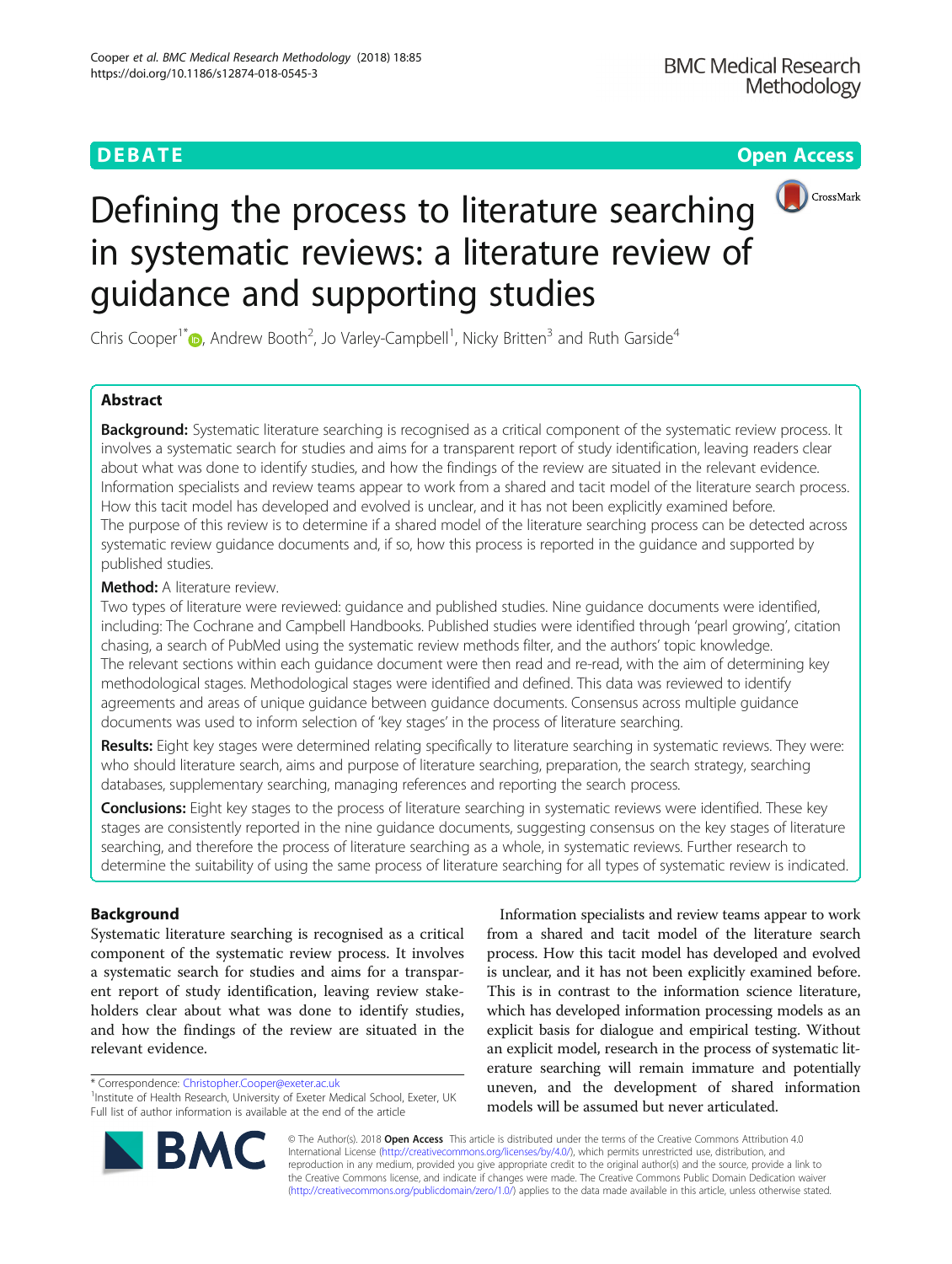DEBATE Open Access

# Defining the process to literature searching in systematic reviews: a literature review of guidance and supporting studies

Chris Cooper[1*], Andrew Booth[2], Jo Varley-Campbell[1], Nicky Britten[3] and Ruth Garside[4]

## Abstract

**Background:** Systematic literature searching is recognised as a critical component of the systematic review process. It involves a systematic search for studies and aims for a transparent report of study identification, leaving readers clear about what was done to identify studies, and how the findings of the review are situated in the relevant evidence. Information specialists and review teams appear to work from a shared and tacit model of the literature search process. How this tacit model has developed and evolved is unclear, and it has not been explicitly examined before.

The purpose of this review is to determine if a shared model of the literature searching process can be detected across systematic review guidance documents and, if so, how this process is reported in the guidance and supported by published studies.

**Method:** A literature review.

Two types of literature were reviewed: guidance and published studies. Nine guidance documents were identified, including: The Cochrane and Campbell Handbooks. Published studies were identified through 'pearl growing', citation chasing, a search of PubMed using the systematic review methods filter, and the authors' topic knowledge.

The relevant sections within each guidance document were then read and re-read, with the aim of determining key methodological stages. Methodological stages were identified and defined. This data was reviewed to identify agreements and areas of unique guidance between guidance documents. Consensus across multiple guidance documents was used to inform selection of 'key stages' in the process of literature searching.

**Results:** Eight key stages were determined relating specifically to literature searching in systematic reviews. They were: who should literature search, aims and purpose of literature searching, preparation, the search strategy, searching databases, supplementary searching, managing references and reporting the search process.

**Conclusions:** Eight key stages to the process of literature searching in systematic reviews were identified. These key stages are consistently reported in the nine guidance documents, suggesting consensus on the key stages of literature searching, and therefore the process of literature searching as a whole, in systematic reviews. Further research to determine the suitability of using the same process of literature searching for all types of systematic review is indicated.

## Background

Systematic literature searching is recognised as a critical component of the systematic review process. It involves a systematic search for studies and aims for a transparent report of study identification, leaving review stakeholders clear about what was done to identify studies, and how the findings of the review are situated in the relevant evidence.

Information specialists and review teams appear to work from a shared and tacit model of the literature search process. How this tacit model has developed and evolved is unclear, and it has not been explicitly examined before. This is in contrast to the information science literature, which has developed information processing models as an explicit basis for dialogue and empirical testing. Without an explicit model, research in the process of systematic literature searching will remain immature and potentially uneven, and the development of shared information models will be assumed but never articulated.

\* Correspondence: Christopher.Cooper@exeter.ac.uk
[1]Institute of Health Research, University of Exeter Medical School, Exeter, UK
Full list of author information is available at the end of the article

© The Author(s). 2018 **Open Access** This article is distributed under the terms of the Creative Commons Attribution 4.0 International License (http://creativecommons.org/licenses/by/4.0/), which permits unrestricted use, distribution, and reproduction in any medium, provided you give appropriate credit to the original author(s) and the source, provide a link to the Creative Commons license, and indicate if changes were made. The Creative Commons Public Domain Dedication waiver (http://creativecommons.org/publicdomain/zero/1.0/) applies to the data made available in this article, unless otherwise stated.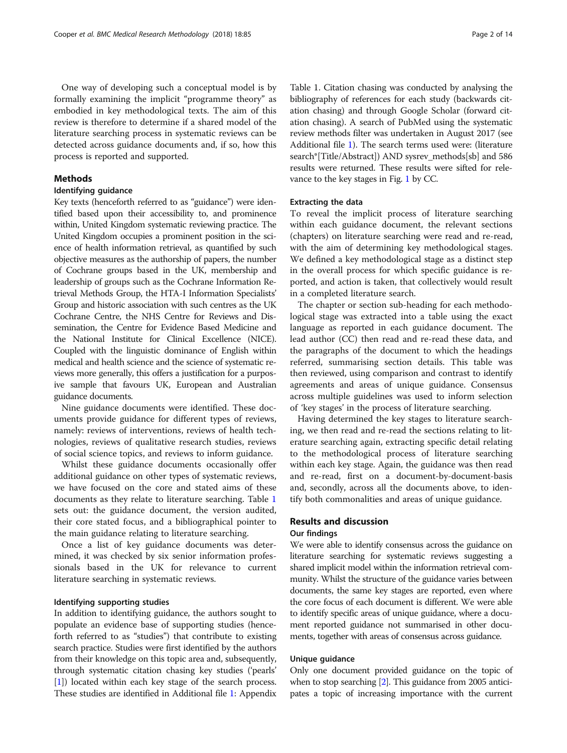One way of developing such a conceptual model is by formally examining the implicit "programme theory" as embodied in key methodological texts. The aim of this review is therefore to determine if a shared model of the literature searching process in systematic reviews can be detected across guidance documents and, if so, how this process is reported and supported.

## Methods

### Identifying guidance

Key texts (henceforth referred to as "guidance") were identified based upon their accessibility to, and prominence within, United Kingdom systematic reviewing practice. The United Kingdom occupies a prominent position in the science of health information retrieval, as quantified by such objective measures as the authorship of papers, the number of Cochrane groups based in the UK, membership and leadership of groups such as the Cochrane Information Retrieval Methods Group, the HTA-I Information Specialists' Group and historic association with such centres as the UK Cochrane Centre, the NHS Centre for Reviews and Dissemination, the Centre for Evidence Based Medicine and the National Institute for Clinical Excellence (NICE). Coupled with the linguistic dominance of English within medical and health science and the science of systematic reviews more generally, this offers a justification for a purposive sample that favours UK, European and Australian guidance documents.

Nine guidance documents were identified. These documents provide guidance for different types of reviews, namely: reviews of interventions, reviews of health technologies, reviews of qualitative research studies, reviews of social science topics, and reviews to inform guidance.

Whilst these guidance documents occasionally offer additional guidance on other types of systematic reviews, we have focused on the core and stated aims of these documents as they relate to literature searching. Table 1 sets out: the guidance document, the version audited, their core stated focus, and a bibliographical pointer to the main guidance relating to literature searching.

Once a list of key guidance documents was determined, it was checked by six senior information professionals based in the UK for relevance to current literature searching in systematic reviews.

### Identifying supporting studies

In addition to identifying guidance, the authors sought to populate an evidence base of supporting studies (henceforth referred to as "studies") that contribute to existing search practice. Studies were first identified by the authors from their knowledge on this topic area and, subsequently, through systematic citation chasing key studies ('pearls' [1]) located within each key stage of the search process. These studies are identified in Additional file 1: Appendix Table 1. Citation chasing was conducted by analysing the bibliography of references for each study (backwards citation chasing) and through Google Scholar (forward citation chasing). A search of PubMed using the systematic review methods filter was undertaken in August 2017 (see Additional file 1). The search terms used were: (literature search*[Title/Abstract]) AND sysrev_methods[sb] and 586 results were returned. These results were sifted for relevance to the key stages in Fig. 1 by CC.

### Extracting the data

To reveal the implicit process of literature searching within each guidance document, the relevant sections (chapters) on literature searching were read and re-read, with the aim of determining key methodological stages. We defined a key methodological stage as a distinct step in the overall process for which specific guidance is reported, and action is taken, that collectively would result in a completed literature search.

The chapter or section sub-heading for each methodological stage was extracted into a table using the exact language as reported in each guidance document. The lead author (CC) then read and re-read these data, and the paragraphs of the document to which the headings referred, summarising section details. This table was then reviewed, using comparison and contrast to identify agreements and areas of unique guidance. Consensus across multiple guidelines was used to inform selection of 'key stages' in the process of literature searching.

Having determined the key stages to literature searching, we then read and re-read the sections relating to literature searching again, extracting specific detail relating to the methodological process of literature searching within each key stage. Again, the guidance was then read and re-read, first on a document-by-document-basis and, secondly, across all the documents above, to identify both commonalities and areas of unique guidance.

## Results and discussion

### Our findings

We were able to identify consensus across the guidance on literature searching for systematic reviews suggesting a shared implicit model within the information retrieval community. Whilst the structure of the guidance varies between documents, the same key stages are reported, even where the core focus of each document is different. We were able to identify specific areas of unique guidance, where a document reported guidance not summarised in other documents, together with areas of consensus across guidance.

### Unique guidance

Only one document provided guidance on the topic of when to stop searching [2]. This guidance from 2005 anticipates a topic of increasing importance with the current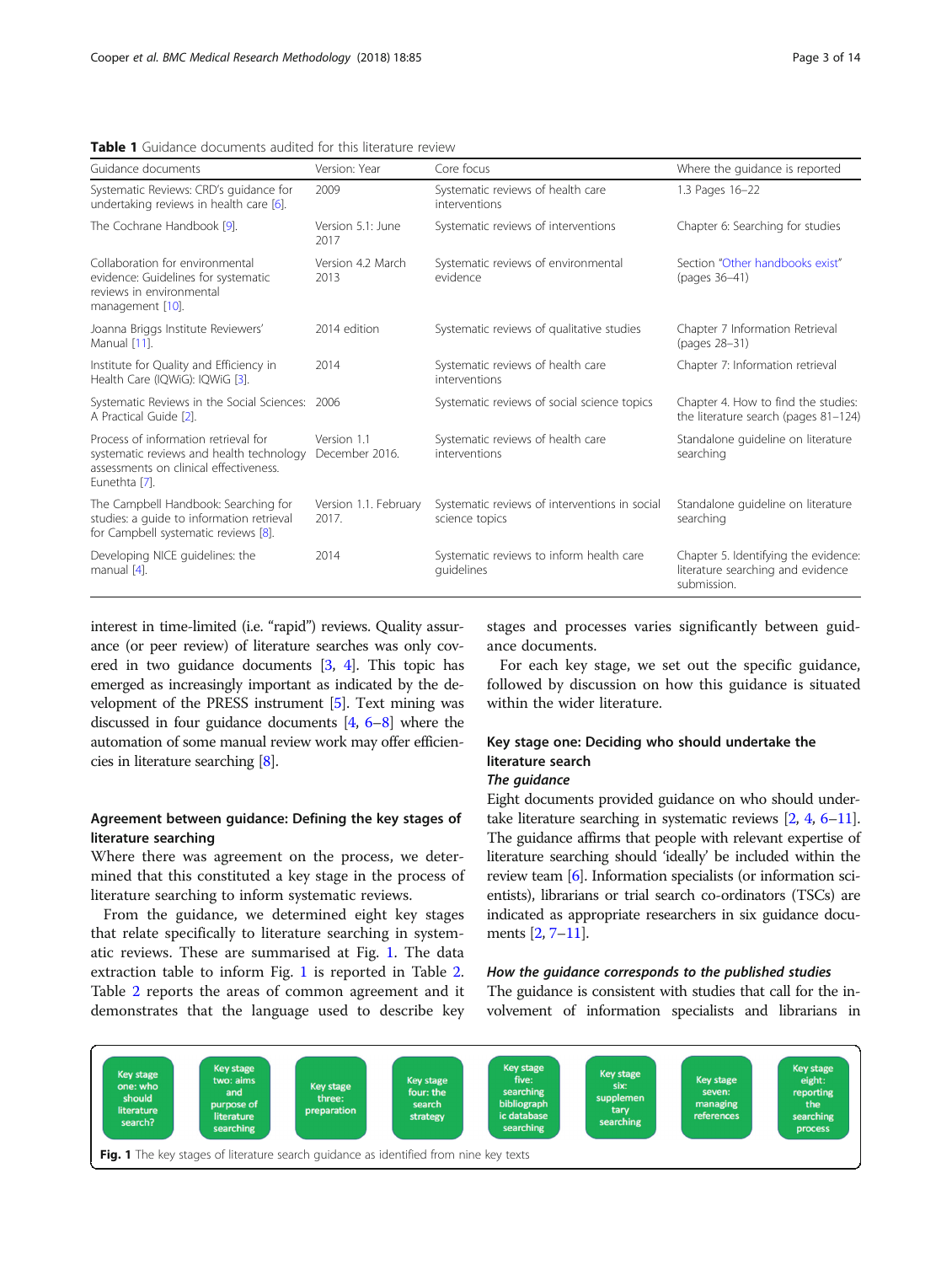**Table 1** Guidance documents audited for this literature review

| Guidance documents | Version: Year | Core focus | Where the guidance is reported |
|---|---|---|---|
| Systematic Reviews: CRD's guidance for undertaking reviews in health care [6]. | 2009 | Systematic reviews of health care interventions | 1.3 Pages 16–22 |
| The Cochrane Handbook [9]. | Version 5.1: June 2017 | Systematic reviews of interventions | Chapter 6: Searching for studies |
| Collaboration for environmental evidence: Guidelines for systematic reviews in environmental management [10]. | Version 4.2 March 2013 | Systematic reviews of environmental evidence | Section "Other handbooks exist" (pages 36–41) |
| Joanna Briggs Institute Reviewers' Manual [11]. | 2014 edition | Systematic reviews of qualitative studies | Chapter 7 Information Retrieval (pages 28–31) |
| Institute for Quality and Efficiency in Health Care (IQWiG): IQWiG [3]. | 2014 | Systematic reviews of health care interventions | Chapter 7: Information retrieval |
| Systematic Reviews in the Social Sciences: A Practical Guide [2]. | 2006 | Systematic reviews of social science topics | Chapter 4. How to find the studies: the literature search (pages 81–124) |
| Process of information retrieval for systematic reviews and health technology assessments on clinical effectiveness. Eunethta [7]. | Version 1.1 December 2016. | Systematic reviews of health care interventions | Standalone guideline on literature searching |
| The Campbell Handbook: Searching for studies: a guide to information retrieval for Campbell systematic reviews [8]. | Version 1.1. February 2017. | Systematic reviews of interventions in social science topics | Standalone guideline on literature searching |
| Developing NICE guidelines: the manual [4]. | 2014 | Systematic reviews to inform health care guidelines | Chapter 5. Identifying the evidence: literature searching and evidence submission. |

interest in time-limited (i.e. "rapid") reviews. Quality assurance (or peer review) of literature searches was only covered in two guidance documents [3, 4]. This topic has emerged as increasingly important as indicated by the development of the PRESS instrument [5]. Text mining was discussed in four guidance documents [4, 6–8] where the automation of some manual review work may offer efficiencies in literature searching [8].

## Agreement between guidance: Defining the key stages of literature searching

Where there was agreement on the process, we determined that this constituted a key stage in the process of literature searching to inform systematic reviews.

From the guidance, we determined eight key stages that relate specifically to literature searching in systematic reviews. These are summarised at Fig. 1. The data extraction table to inform Fig. 1 is reported in Table 2. Table 2 reports the areas of common agreement and it demonstrates that the language used to describe key stages and processes varies significantly between guidance documents.

For each key stage, we set out the specific guidance, followed by discussion on how this guidance is situated within the wider literature.

## Key stage one: Deciding who should undertake the literature search

### *The guidance*

Eight documents provided guidance on who should undertake literature searching in systematic reviews [2, 4, 6–11]. The guidance affirms that people with relevant expertise of literature searching should 'ideally' be included within the review team [6]. Information specialists (or information scientists), librarians or trial search co-ordinators (TSCs) are indicated as appropriate researchers in six guidance documents [2, 7–11].

### *How the guidance corresponds to the published studies*

The guidance is consistent with studies that call for the involvement of information specialists and librarians in

Key stage one: who should literature search? | Key stage two: aims and purpose of literature searching | Key stage three: preparation | Key stage four: the search strategy | Key stage five: searching bibliographic database searching | Key stage six: supplementary searching | Key stage seven: managing references | Key stage eight: reporting the searching process

**Fig. 1** The key stages of literature search guidance as identified from nine key texts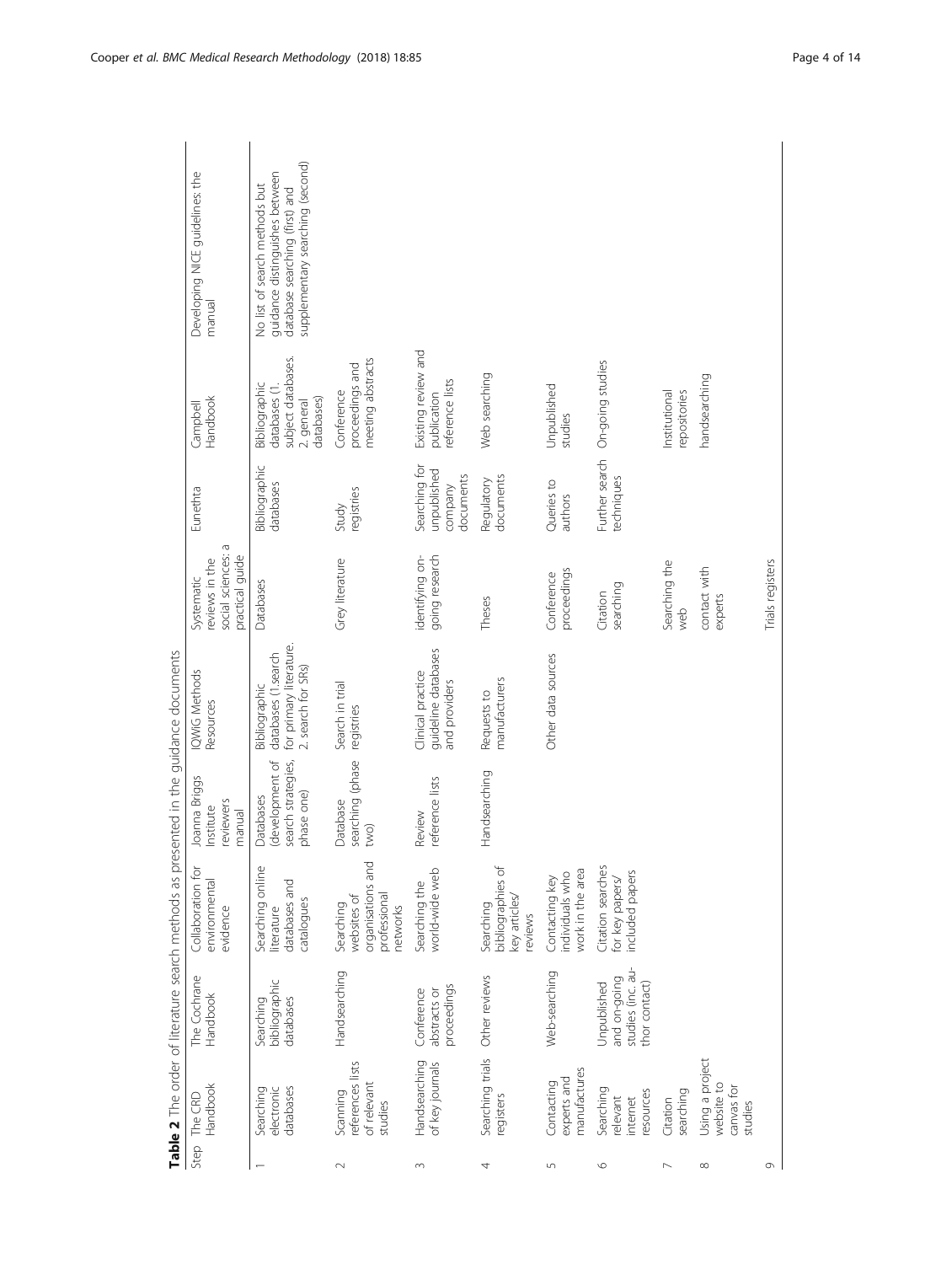**Table 2** The order of literature search methods as presented in the guidance documents

| Step | The CRD Handbook | The Cochrane Handbook | Collaboration for environmental evidence | Joanna Briggs Institute reviewers manual | IQWiG Methods Resources | Systematic reviews in the social sciences: a practical guide | Eunethta | Campbell Handbook | Developing NICE guidelines: the manual |
|---|---|---|---|---|---|---|---|---|---|
| 1 | Searching electronic databases | Searching bibliographic databases | Searching online literature databases and catalogues | Databases (development of search strategies, phase one) | Bibliographic databases (1.search for primary literature. 2. search for SRs) | Databases | Bibliographic databases | Bibliographic databases (1. subject databases. 2. general databases) | No list of search methods but guidance distinguishes between database searching (first) and supplementary searching (second) |
| 2 | Scanning references lists of relevant studies | Handsearching | Searching websites of organisations and professional networks | Database searching (phase two) | Search in trial registries | Grey literature | Study registries | Conference proceedings and meeting abstracts | |
| 3 | Handsearching of key journals | Conference abstracts or proceedings | Searching the world-wide web | Review reference lists | Clinical practice guideline databases and providers | identifying on-going research | Searching for unpublished company documents | Existing review and publication reference lists | |
| 4 | Searching trials registers | Other reviews | Searching bibliographies of key articles/ reviews | Handsearching | Requests to manufacturers | Theses | Regulatory documents | Web searching | |
| 5 | Contacting experts and manufactures | Web-searching | Contacting key individuals who work in the area | | Other data sources | Conference proceedings | Queries to authors | Unpublished studies | |
| 6 | Searching relevant internet resources | Unpublished and on-going studies (inc. author contact) | Citation searches for key papers/ included papers | | | Citation searching | Further search techniques | On-going studies | |
| 7 | Citation searching | | | | | Searching the web | | Institutional repositories | |
| 8 | Using a project website to canvas for studies | | | | | contact with experts | | handsearching | |
| 9 | | | | | | Trials registers | | | |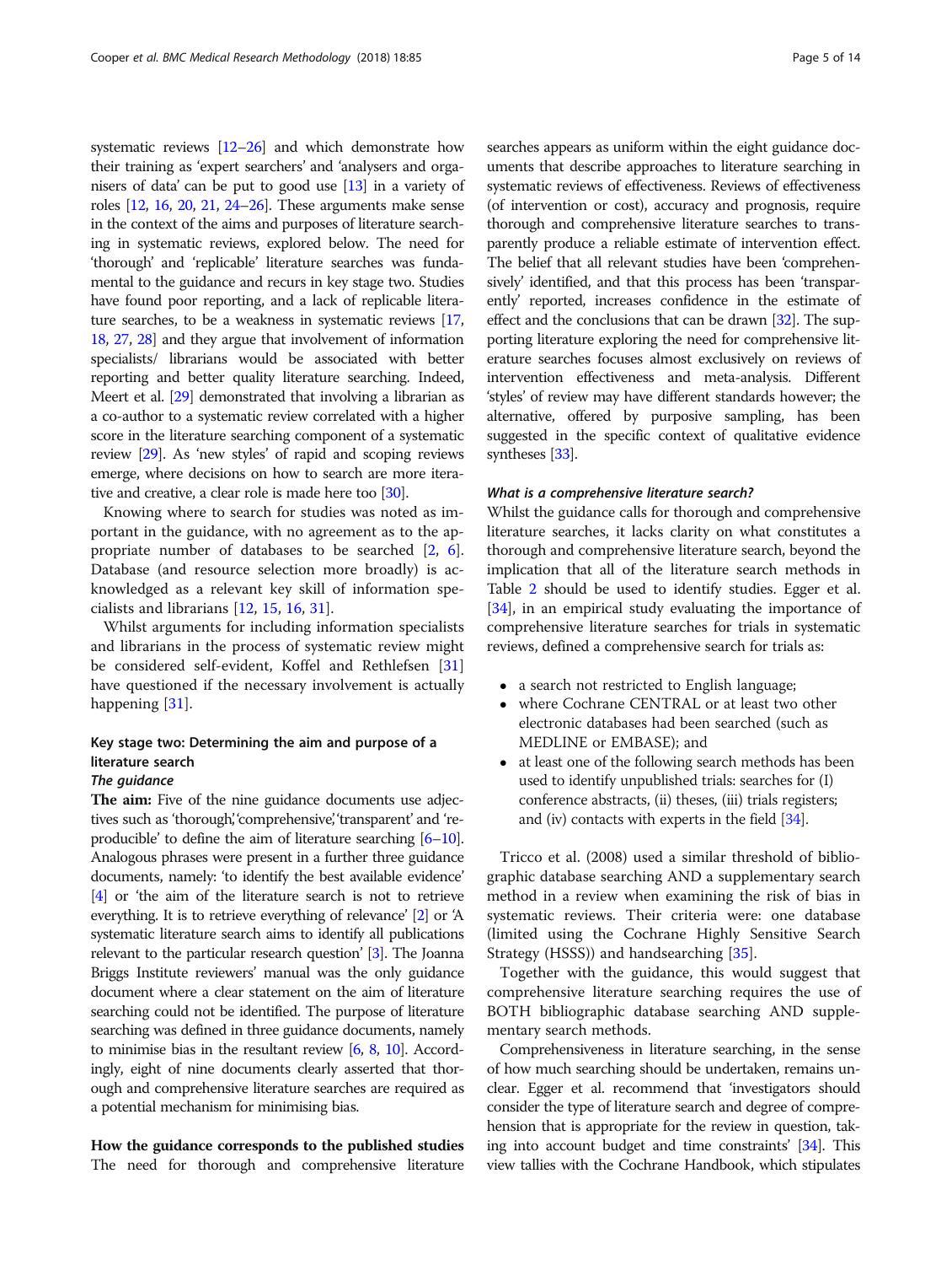systematic reviews [12–26] and which demonstrate how their training as 'expert searchers' and 'analysers and organisers of data' can be put to good use [13] in a variety of roles [12, 16, 20, 21, 24–26]. These arguments make sense in the context of the aims and purposes of literature searching in systematic reviews, explored below. The need for 'thorough' and 'replicable' literature searches was fundamental to the guidance and recurs in key stage two. Studies have found poor reporting, and a lack of replicable literature searches, to be a weakness in systematic reviews [17, 18, 27, 28] and they argue that involvement of information specialists/ librarians would be associated with better reporting and better quality literature searching. Indeed, Meert et al. [29] demonstrated that involving a librarian as a co-author to a systematic review correlated with a higher score in the literature searching component of a systematic review [29]. As 'new styles' of rapid and scoping reviews emerge, where decisions on how to search are more iterative and creative, a clear role is made here too [30].

Knowing where to search for studies was noted as important in the guidance, with no agreement as to the appropriate number of databases to be searched [2, 6]. Database (and resource selection more broadly) is acknowledged as a relevant key skill of information specialists and librarians [12, 15, 16, 31].

Whilst arguments for including information specialists and librarians in the process of systematic review might be considered self-evident, Koffel and Rethlefsen [31] have questioned if the necessary involvement is actually happening [31].

### Key stage two: Determining the aim and purpose of a literature search

#### *The guidance*

**The aim:** Five of the nine guidance documents use adjectives such as 'thorough', 'comprehensive', 'transparent' and 'reproducible' to define the aim of literature searching [6–10]. Analogous phrases were present in a further three guidance documents, namely: 'to identify the best available evidence' [4] or 'the aim of the literature search is not to retrieve everything. It is to retrieve everything of relevance' [2] or 'A systematic literature search aims to identify all publications relevant to the particular research question' [3]. The Joanna Briggs Institute reviewers' manual was the only guidance document where a clear statement on the aim of literature searching could not be identified. The purpose of literature searching was defined in three guidance documents, namely to minimise bias in the resultant review [6, 8, 10]. Accordingly, eight of nine documents clearly asserted that thorough and comprehensive literature searches are required as a potential mechanism for minimising bias.

**How the guidance corresponds to the published studies**

The need for thorough and comprehensive literature searches appears as uniform within the eight guidance documents that describe approaches to literature searching in systematic reviews of effectiveness. Reviews of effectiveness (of intervention or cost), accuracy and prognosis, require thorough and comprehensive literature searches to transparently produce a reliable estimate of intervention effect. The belief that all relevant studies have been 'comprehensively' identified, and that this process has been 'transparently' reported, increases confidence in the estimate of effect and the conclusions that can be drawn [32]. The supporting literature exploring the need for comprehensive literature searches focuses almost exclusively on reviews of intervention effectiveness and meta-analysis. Different 'styles' of review may have different standards however; the alternative, offered by purposive sampling, has been suggested in the specific context of qualitative evidence syntheses [33].

#### *What is a comprehensive literature search?*

Whilst the guidance calls for thorough and comprehensive literature searches, it lacks clarity on what constitutes a thorough and comprehensive literature search, beyond the implication that all of the literature search methods in Table 2 should be used to identify studies. Egger et al. [34], in an empirical study evaluating the importance of comprehensive literature searches for trials in systematic reviews, defined a comprehensive search for trials as:

- a search not restricted to English language;
- where Cochrane CENTRAL or at least two other electronic databases had been searched (such as MEDLINE or EMBASE); and
- at least one of the following search methods has been used to identify unpublished trials: searches for (I) conference abstracts, (ii) theses, (iii) trials registers; and (iv) contacts with experts in the field [34].

Tricco et al. (2008) used a similar threshold of bibliographic database searching AND a supplementary search method in a review when examining the risk of bias in systematic reviews. Their criteria were: one database (limited using the Cochrane Highly Sensitive Search Strategy (HSSS)) and handsearching [35].

Together with the guidance, this would suggest that comprehensive literature searching requires the use of BOTH bibliographic database searching AND supplementary search methods.

Comprehensiveness in literature searching, in the sense of how much searching should be undertaken, remains unclear. Egger et al. recommend that 'investigators should consider the type of literature search and degree of comprehension that is appropriate for the review in question, taking into account budget and time constraints' [34]. This view tallies with the Cochrane Handbook, which stipulates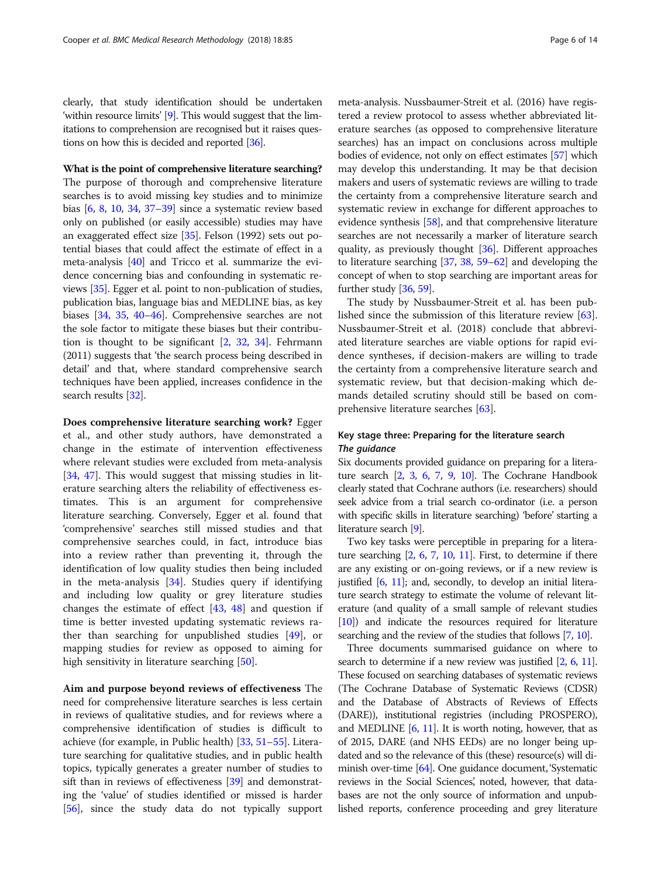clearly, that study identification should be undertaken 'within resource limits' [9]. This would suggest that the limitations to comprehension are recognised but it raises questions on how this is decided and reported [36].

**What is the point of comprehensive literature searching?** The purpose of thorough and comprehensive literature searches is to avoid missing key studies and to minimize bias [6, 8, 10, 34, 37–39] since a systematic review based only on published (or easily accessible) studies may have an exaggerated effect size [35]. Felson (1992) sets out potential biases that could affect the estimate of effect in a meta-analysis [40] and Tricco et al. summarize the evidence concerning bias and confounding in systematic reviews [35]. Egger et al. point to non-publication of studies, publication bias, language bias and MEDLINE bias, as key biases [34, 35, 40–46]. Comprehensive searches are not the sole factor to mitigate these biases but their contribution is thought to be significant [2, 32, 34]. Fehrmann (2011) suggests that 'the search process being described in detail' and that, where standard comprehensive search techniques have been applied, increases confidence in the search results [32].

**Does comprehensive literature searching work?** Egger et al., and other study authors, have demonstrated a change in the estimate of intervention effectiveness where relevant studies were excluded from meta-analysis [34, 47]. This would suggest that missing studies in literature searching alters the reliability of effectiveness estimates. This is an argument for comprehensive literature searching. Conversely, Egger et al. found that 'comprehensive' searches still missed studies and that comprehensive searches could, in fact, introduce bias into a review rather than preventing it, through the identification of low quality studies then being included in the meta-analysis [34]. Studies query if identifying and including low quality or grey literature studies changes the estimate of effect [43, 48] and question if time is better invested updating systematic reviews rather than searching for unpublished studies [49], or mapping studies for review as opposed to aiming for high sensitivity in literature searching [50].

**Aim and purpose beyond reviews of effectiveness** The need for comprehensive literature searches is less certain in reviews of qualitative studies, and for reviews where a comprehensive identification of studies is difficult to achieve (for example, in Public health) [33, 51–55]. Literature searching for qualitative studies, and in public health topics, typically generates a greater number of studies to sift than in reviews of effectiveness [39] and demonstrating the 'value' of studies identified or missed is harder [56], since the study data do not typically support meta-analysis. Nussbaumer-Streit et al. (2016) have registered a review protocol to assess whether abbreviated literature searches (as opposed to comprehensive literature searches) has an impact on conclusions across multiple bodies of evidence, not only on effect estimates [57] which may develop this understanding. It may be that decision makers and users of systematic reviews are willing to trade the certainty from a comprehensive literature search and systematic review in exchange for different approaches to evidence synthesis [58], and that comprehensive literature searches are not necessarily a marker of literature search quality, as previously thought [36]. Different approaches to literature searching [37, 38, 59–62] and developing the concept of when to stop searching are important areas for further study [36, 59].

The study by Nussbaumer-Streit et al. has been published since the submission of this literature review [63]. Nussbaumer-Streit et al. (2018) conclude that abbreviated literature searches are viable options for rapid evidence syntheses, if decision-makers are willing to trade the certainty from a comprehensive literature search and systematic review, but that decision-making which demands detailed scrutiny should still be based on comprehensive literature searches [63].

## Key stage three: Preparing for the literature search

### *The guidance*

Six documents provided guidance on preparing for a literature search [2, 3, 6, 7, 9, 10]. The Cochrane Handbook clearly stated that Cochrane authors (i.e. researchers) should seek advice from a trial search co-ordinator (i.e. a person with specific skills in literature searching) 'before' starting a literature search [9].

Two key tasks were perceptible in preparing for a literature searching [2, 6, 7, 10, 11]. First, to determine if there are any existing or on-going reviews, or if a new review is justified [6, 11]; and, secondly, to develop an initial literature search strategy to estimate the volume of relevant literature (and quality of a small sample of relevant studies [10]) and indicate the resources required for literature searching and the review of the studies that follows [7, 10].

Three documents summarised guidance on where to search to determine if a new review was justified [2, 6, 11]. These focused on searching databases of systematic reviews (The Cochrane Database of Systematic Reviews (CDSR) and the Database of Abstracts of Reviews of Effects (DARE)), institutional registries (including PROSPERO), and MEDLINE [6, 11]. It is worth noting, however, that as of 2015, DARE (and NHS EEDs) are no longer being updated and so the relevance of this (these) resource(s) will diminish over-time [64]. One guidance document, 'Systematic reviews in the Social Sciences', noted, however, that databases are not the only source of information and unpublished reports, conference proceeding and grey literature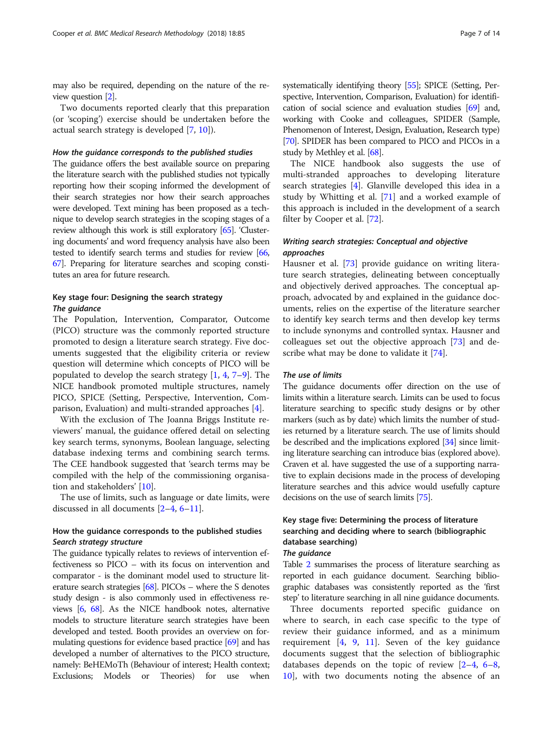may also be required, depending on the nature of the review question [2].

Two documents reported clearly that this preparation (or 'scoping') exercise should be undertaken before the actual search strategy is developed [7, 10]).

#### *How the guidance corresponds to the published studies*

The guidance offers the best available source on preparing the literature search with the published studies not typically reporting how their scoping informed the development of their search strategies nor how their search approaches were developed. Text mining has been proposed as a technique to develop search strategies in the scoping stages of a review although this work is still exploratory [65]. 'Clustering documents' and word frequency analysis have also been tested to identify search terms and studies for review [66, 67]. Preparing for literature searches and scoping constitutes an area for future research.

### Key stage four: Designing the search strategy

#### *The guidance*

The Population, Intervention, Comparator, Outcome (PICO) structure was the commonly reported structure promoted to design a literature search strategy. Five documents suggested that the eligibility criteria or review question will determine which concepts of PICO will be populated to develop the search strategy [1, 4, 7–9]. The NICE handbook promoted multiple structures, namely PICO, SPICE (Setting, Perspective, Intervention, Comparison, Evaluation) and multi-stranded approaches [4].

With the exclusion of The Joanna Briggs Institute reviewers' manual, the guidance offered detail on selecting key search terms, synonyms, Boolean language, selecting database indexing terms and combining search terms. The CEE handbook suggested that 'search terms may be compiled with the help of the commissioning organisation and stakeholders' [10].

The use of limits, such as language or date limits, were discussed in all documents [2–4, 6–11].

### How the guidance corresponds to the published studies

#### *Search strategy structure*

The guidance typically relates to reviews of intervention effectiveness so PICO – with its focus on intervention and comparator - is the dominant model used to structure literature search strategies [68]. PICOs – where the S denotes study design - is also commonly used in effectiveness reviews [6, 68]. As the NICE handbook notes, alternative models to structure literature search strategies have been developed and tested. Booth provides an overview on formulating questions for evidence based practice [69] and has developed a number of alternatives to the PICO structure, namely: BeHEMoTh (Behaviour of interest; Health context; Exclusions; Models or Theories) for use when systematically identifying theory [55]; SPICE (Setting, Perspective, Intervention, Comparison, Evaluation) for identification of social science and evaluation studies [69] and, working with Cooke and colleagues, SPIDER (Sample, Phenomenon of Interest, Design, Evaluation, Research type) [70]. SPIDER has been compared to PICO and PICOs in a study by Methley et al. [68].

The NICE handbook also suggests the use of multi-stranded approaches to developing literature search strategies [4]. Glanville developed this idea in a study by Whitting et al. [71] and a worked example of this approach is included in the development of a search filter by Cooper et al. [72].

#### *Writing search strategies: Conceptual and objective approaches*

Hausner et al. [73] provide guidance on writing literature search strategies, delineating between conceptually and objectively derived approaches. The conceptual approach, advocated by and explained in the guidance documents, relies on the expertise of the literature searcher to identify key search terms and then develop key terms to include synonyms and controlled syntax. Hausner and colleagues set out the objective approach [73] and describe what may be done to validate it [74].

#### *The use of limits*

The guidance documents offer direction on the use of limits within a literature search. Limits can be used to focus literature searching to specific study designs or by other markers (such as by date) which limits the number of studies returned by a literature search. The use of limits should be described and the implications explored [34] since limiting literature searching can introduce bias (explored above). Craven et al. have suggested the use of a supporting narrative to explain decisions made in the process of developing literature searches and this advice would usefully capture decisions on the use of search limits [75].

### Key stage five: Determining the process of literature searching and deciding where to search (bibliographic database searching)

#### *The guidance*

Table 2 summarises the process of literature searching as reported in each guidance document. Searching bibliographic databases was consistently reported as the 'first step' to literature searching in all nine guidance documents.

Three documents reported specific guidance on where to search, in each case specific to the type of review their guidance informed, and as a minimum requirement [4, 9, 11]. Seven of the key guidance documents suggest that the selection of bibliographic databases depends on the topic of review [2–4, 6–8, 10], with two documents noting the absence of an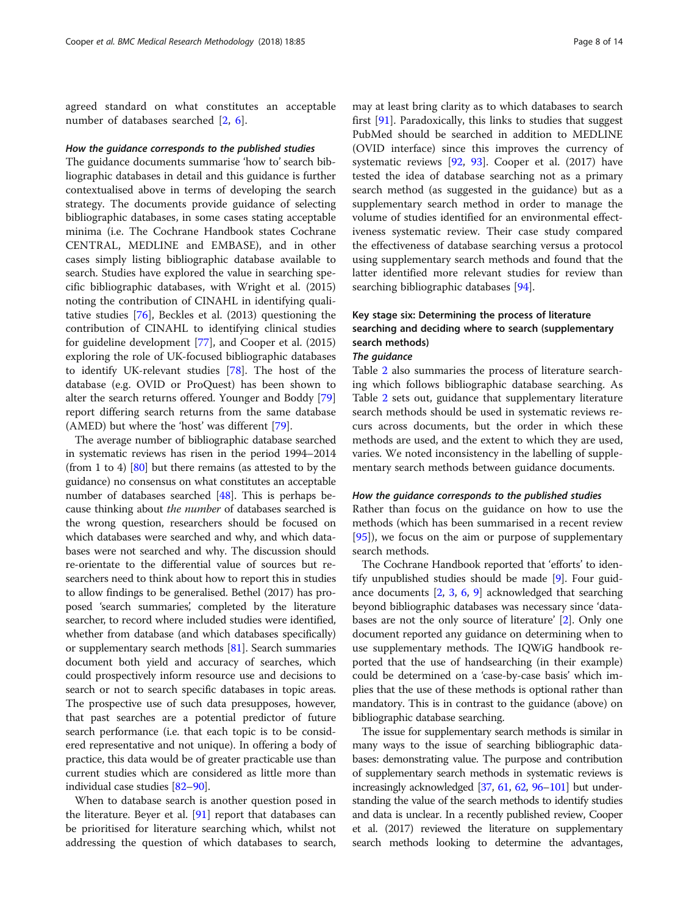agreed standard on what constitutes an acceptable number of databases searched [2, 6].

#### *How the guidance corresponds to the published studies*

The guidance documents summarise 'how to' search bibliographic databases in detail and this guidance is further contextualised above in terms of developing the search strategy. The documents provide guidance of selecting bibliographic databases, in some cases stating acceptable minima (i.e. The Cochrane Handbook states Cochrane CENTRAL, MEDLINE and EMBASE), and in other cases simply listing bibliographic database available to search. Studies have explored the value in searching specific bibliographic databases, with Wright et al. (2015) noting the contribution of CINAHL in identifying qualitative studies [76], Beckles et al. (2013) questioning the contribution of CINAHL to identifying clinical studies for guideline development [77], and Cooper et al. (2015) exploring the role of UK-focused bibliographic databases to identify UK-relevant studies [78]. The host of the database (e.g. OVID or ProQuest) has been shown to alter the search returns offered. Younger and Boddy [79] report differing search returns from the same database (AMED) but where the 'host' was different [79].

The average number of bibliographic database searched in systematic reviews has risen in the period 1994–2014 (from 1 to 4) [80] but there remains (as attested to by the guidance) no consensus on what constitutes an acceptable number of databases searched [48]. This is perhaps because thinking about *the number* of databases searched is the wrong question, researchers should be focused on which databases were searched and why, and which databases were not searched and why. The discussion should re-orientate to the differential value of sources but researchers need to think about how to report this in studies to allow findings to be generalised. Bethel (2017) has proposed 'search summaries', completed by the literature searcher, to record where included studies were identified, whether from database (and which databases specifically) or supplementary search methods [81]. Search summaries document both yield and accuracy of searches, which could prospectively inform resource use and decisions to search or not to search specific databases in topic areas. The prospective use of such data presupposes, however, that past searches are a potential predictor of future search performance (i.e. that each topic is to be considered representative and not unique). In offering a body of practice, this data would be of greater practicable use than current studies which are considered as little more than individual case studies [82–90].

When to database search is another question posed in the literature. Beyer et al. [91] report that databases can be prioritised for literature searching which, whilst not addressing the question of which databases to search, may at least bring clarity as to which databases to search first [91]. Paradoxically, this links to studies that suggest PubMed should be searched in addition to MEDLINE (OVID interface) since this improves the currency of systematic reviews [92, 93]. Cooper et al. (2017) have tested the idea of database searching not as a primary search method (as suggested in the guidance) but as a supplementary search method in order to manage the volume of studies identified for an environmental effectiveness systematic review. Their case study compared the effectiveness of database searching versus a protocol using supplementary search methods and found that the latter identified more relevant studies for review than searching bibliographic databases [94].

### Key stage six: Determining the process of literature searching and deciding where to search (supplementary search methods)

#### *The guidance*

Table 2 also summaries the process of literature searching which follows bibliographic database searching. As Table 2 sets out, guidance that supplementary literature search methods should be used in systematic reviews recurs across documents, but the order in which these methods are used, and the extent to which they are used, varies. We noted inconsistency in the labelling of supplementary search methods between guidance documents.

#### *How the guidance corresponds to the published studies*

Rather than focus on the guidance on how to use the methods (which has been summarised in a recent review [95]), we focus on the aim or purpose of supplementary search methods.

The Cochrane Handbook reported that 'efforts' to identify unpublished studies should be made [9]. Four guidance documents [2, 3, 6, 9] acknowledged that searching beyond bibliographic databases was necessary since 'databases are not the only source of literature' [2]. Only one document reported any guidance on determining when to use supplementary methods. The IQWiG handbook reported that the use of handsearching (in their example) could be determined on a 'case-by-case basis' which implies that the use of these methods is optional rather than mandatory. This is in contrast to the guidance (above) on bibliographic database searching.

The issue for supplementary search methods is similar in many ways to the issue of searching bibliographic databases: demonstrating value. The purpose and contribution of supplementary search methods in systematic reviews is increasingly acknowledged [37, 61, 62, 96–101] but understanding the value of the search methods to identify studies and data is unclear. In a recently published review, Cooper et al. (2017) reviewed the literature on supplementary search methods looking to determine the advantages,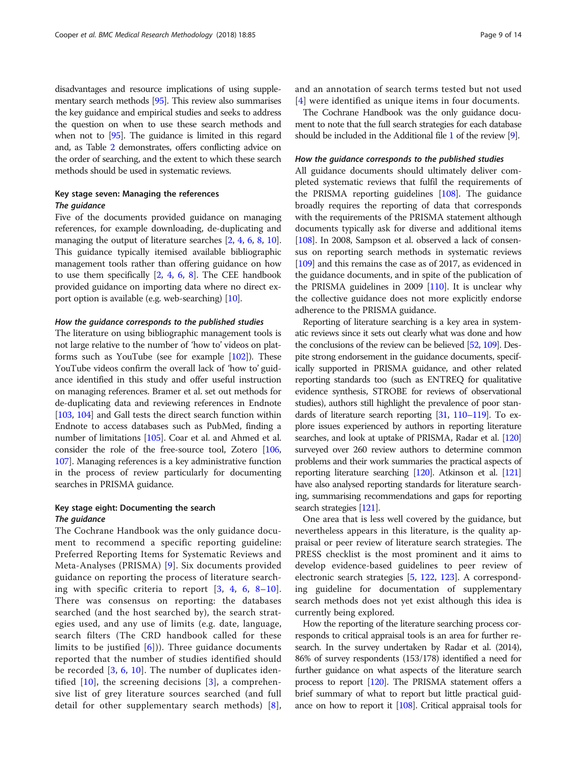disadvantages and resource implications of using supplementary search methods [95]. This review also summarises the key guidance and empirical studies and seeks to address the question on when to use these search methods and when not to [95]. The guidance is limited in this regard and, as Table 2 demonstrates, offers conflicting advice on the order of searching, and the extent to which these search methods should be used in systematic reviews.

### Key stage seven: Managing the references

#### *The guidance*

Five of the documents provided guidance on managing references, for example downloading, de-duplicating and managing the output of literature searches [2, 4, 6, 8, 10]. This guidance typically itemised available bibliographic management tools rather than offering guidance on how to use them specifically [2, 4, 6, 8]. The CEE handbook provided guidance on importing data where no direct export option is available (e.g. web-searching) [10].

#### *How the guidance corresponds to the published studies*

The literature on using bibliographic management tools is not large relative to the number of 'how to' videos on platforms such as YouTube (see for example [102]). These YouTube videos confirm the overall lack of 'how to' guidance identified in this study and offer useful instruction on managing references. Bramer et al. set out methods for de-duplicating data and reviewing references in Endnote [103, 104] and Gall tests the direct search function within Endnote to access databases such as PubMed, finding a number of limitations [105]. Coar et al. and Ahmed et al. consider the role of the free-source tool, Zotero [106, 107]. Managing references is a key administrative function in the process of review particularly for documenting searches in PRISMA guidance.

### Key stage eight: Documenting the search

#### *The guidance*

The Cochrane Handbook was the only guidance document to recommend a specific reporting guideline: Preferred Reporting Items for Systematic Reviews and Meta-Analyses (PRISMA) [9]. Six documents provided guidance on reporting the process of literature searching with specific criteria to report [3, 4, 6, 8–10]. There was consensus on reporting: the databases searched (and the host searched by), the search strategies used, and any use of limits (e.g. date, language, search filters (The CRD handbook called for these limits to be justified [6])). Three guidance documents reported that the number of studies identified should be recorded [3, 6, 10]. The number of duplicates identified [10], the screening decisions [3], a comprehensive list of grey literature sources searched (and full detail for other supplementary search methods) [8], and an annotation of search terms tested but not used [4] were identified as unique items in four documents.

The Cochrane Handbook was the only guidance document to note that the full search strategies for each database should be included in the Additional file 1 of the review [9].

#### *How the guidance corresponds to the published studies*

All guidance documents should ultimately deliver completed systematic reviews that fulfil the requirements of the PRISMA reporting guidelines [108]. The guidance broadly requires the reporting of data that corresponds with the requirements of the PRISMA statement although documents typically ask for diverse and additional items [108]. In 2008, Sampson et al. observed a lack of consensus on reporting search methods in systematic reviews [109] and this remains the case as of 2017, as evidenced in the guidance documents, and in spite of the publication of the PRISMA guidelines in 2009 [110]. It is unclear why the collective guidance does not more explicitly endorse adherence to the PRISMA guidance.

Reporting of literature searching is a key area in systematic reviews since it sets out clearly what was done and how the conclusions of the review can be believed [52, 109]. Despite strong endorsement in the guidance documents, specifically supported in PRISMA guidance, and other related reporting standards too (such as ENTREQ for qualitative evidence synthesis, STROBE for reviews of observational studies), authors still highlight the prevalence of poor standards of literature search reporting [31, 110–119]. To explore issues experienced by authors in reporting literature searches, and look at uptake of PRISMA, Radar et al. [120] surveyed over 260 review authors to determine common problems and their work summaries the practical aspects of reporting literature searching [120]. Atkinson et al. [121] have also analysed reporting standards for literature searching, summarising recommendations and gaps for reporting search strategies [121].

One area that is less well covered by the guidance, but nevertheless appears in this literature, is the quality appraisal or peer review of literature search strategies. The PRESS checklist is the most prominent and it aims to develop evidence-based guidelines to peer review of electronic search strategies [5, 122, 123]. A corresponding guideline for documentation of supplementary search methods does not yet exist although this idea is currently being explored.

How the reporting of the literature searching process corresponds to critical appraisal tools is an area for further research. In the survey undertaken by Radar et al. (2014), 86% of survey respondents (153/178) identified a need for further guidance on what aspects of the literature search process to report [120]. The PRISMA statement offers a brief summary of what to report but little practical guidance on how to report it [108]. Critical appraisal tools for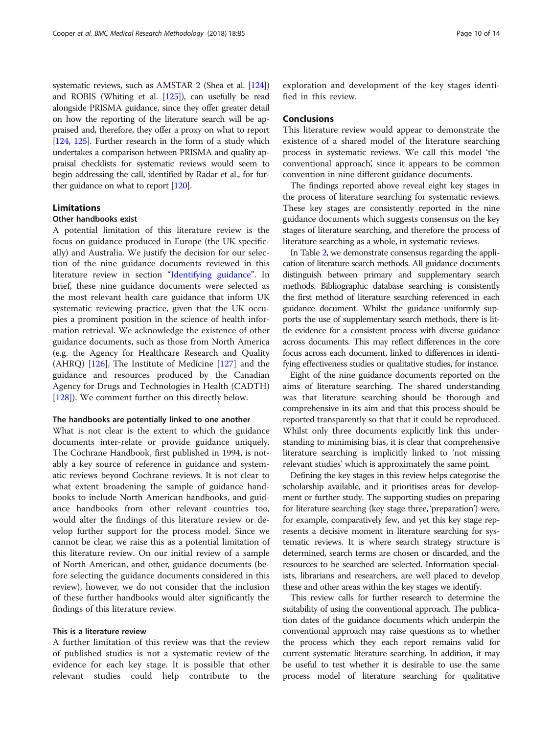systematic reviews, such as AMSTAR 2 (Shea et al. [124]) and ROBIS (Whiting et al. [125]), can usefully be read alongside PRISMA guidance, since they offer greater detail on how the reporting of the literature search will be appraised and, therefore, they offer a proxy on what to report [124, 125]. Further research in the form of a study which undertakes a comparison between PRISMA and quality appraisal checklists for systematic reviews would seem to begin addressing the call, identified by Radar et al., for further guidance on what to report [120].

## Limitations

### Other handbooks exist

A potential limitation of this literature review is the focus on guidance produced in Europe (the UK specifically) and Australia. We justify the decision for our selection of the nine guidance documents reviewed in this literature review in section "Identifying guidance". In brief, these nine guidance documents were selected as the most relevant health care guidance that inform UK systematic reviewing practice, given that the UK occupies a prominent position in the science of health information retrieval. We acknowledge the existence of other guidance documents, such as those from North America (e.g. the Agency for Healthcare Research and Quality (AHRQ) [126], The Institute of Medicine [127] and the guidance and resources produced by the Canadian Agency for Drugs and Technologies in Health (CADTH) [128]). We comment further on this directly below.

### The handbooks are potentially linked to one another

What is not clear is the extent to which the guidance documents inter-relate or provide guidance uniquely. The Cochrane Handbook, first published in 1994, is notably a key source of reference in guidance and systematic reviews beyond Cochrane reviews. It is not clear to what extent broadening the sample of guidance handbooks to include North American handbooks, and guidance handbooks from other relevant countries too, would alter the findings of this literature review or develop further support for the process model. Since we cannot be clear, we raise this as a potential limitation of this literature review. On our initial review of a sample of North American, and other, guidance documents (before selecting the guidance documents considered in this review), however, we do not consider that the inclusion of these further handbooks would alter significantly the findings of this literature review.

### This is a literature review

A further limitation of this review was that the review of published studies is not a systematic review of the evidence for each key stage. It is possible that other relevant studies could help contribute to the exploration and development of the key stages identified in this review.

## Conclusions

This literature review would appear to demonstrate the existence of a shared model of the literature searching process in systematic reviews. We call this model 'the conventional approach', since it appears to be common convention in nine different guidance documents.

The findings reported above reveal eight key stages in the process of literature searching for systematic reviews. These key stages are consistently reported in the nine guidance documents which suggests consensus on the key stages of literature searching, and therefore the process of literature searching as a whole, in systematic reviews.

In Table 2, we demonstrate consensus regarding the application of literature search methods. All guidance documents distinguish between primary and supplementary search methods. Bibliographic database searching is consistently the first method of literature searching referenced in each guidance document. Whilst the guidance uniformly supports the use of supplementary search methods, there is little evidence for a consistent process with diverse guidance across documents. This may reflect differences in the core focus across each document, linked to differences in identifying effectiveness studies or qualitative studies, for instance.

Eight of the nine guidance documents reported on the aims of literature searching. The shared understanding was that literature searching should be thorough and comprehensive in its aim and that this process should be reported transparently so that that it could be reproduced. Whilst only three documents explicitly link this understanding to minimising bias, it is clear that comprehensive literature searching is implicitly linked to 'not missing relevant studies' which is approximately the same point.

Defining the key stages in this review helps categorise the scholarship available, and it prioritises areas for development or further study. The supporting studies on preparing for literature searching (key stage three, 'preparation') were, for example, comparatively few, and yet this key stage represents a decisive moment in literature searching for systematic reviews. It is where search strategy structure is determined, search terms are chosen or discarded, and the resources to be searched are selected. Information specialists, librarians and researchers, are well placed to develop these and other areas within the key stages we identify.

This review calls for further research to determine the suitability of using the conventional approach. The publication dates of the guidance documents which underpin the conventional approach may raise questions as to whether the process which they each report remains valid for current systematic literature searching. In addition, it may be useful to test whether it is desirable to use the same process model of literature searching for qualitative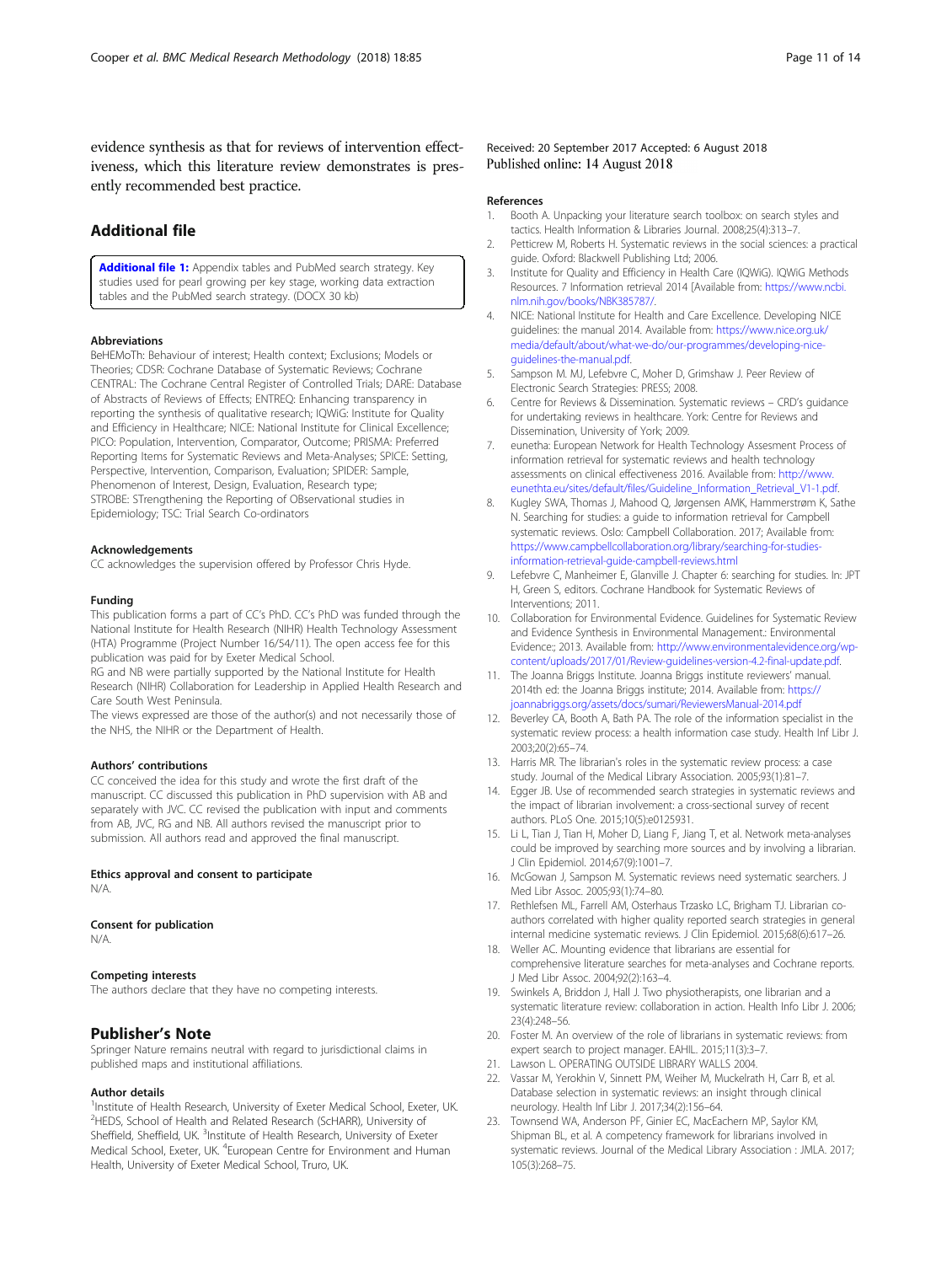evidence synthesis as that for reviews of intervention effectiveness, which this literature review demonstrates is presently recommended best practice.

## Additional file

**Additional file 1:** Appendix tables and PubMed search strategy. Key studies used for pearl growing per key stage, working data extraction tables and the PubMed search strategy. (DOCX 30 kb)

### Abbreviations

BeHEMoTh: Behaviour of interest; Health context; Exclusions; Models or Theories; CDSR: Cochrane Database of Systematic Reviews; Cochrane CENTRAL: The Cochrane Central Register of Controlled Trials; DARE: Database of Abstracts of Reviews of Effects; ENTREQ: Enhancing transparency in reporting the synthesis of qualitative research; IQWiG: Institute for Quality and Efficiency in Healthcare; NICE: National Institute for Clinical Excellence; PICO: Population, Intervention, Comparator, Outcome; PRISMA: Preferred Reporting Items for Systematic Reviews and Meta-Analyses; SPICE: Setting, Perspective, Intervention, Comparison, Evaluation; SPIDER: Sample, Phenomenon of Interest, Design, Evaluation, Research type; STROBE: STrengthening the Reporting of OBservational studies in Epidemiology; TSC: Trial Search Co-ordinators

### Acknowledgements

CC acknowledges the supervision offered by Professor Chris Hyde.

### Funding

This publication forms a part of CC's PhD. CC's PhD was funded through the National Institute for Health Research (NIHR) Health Technology Assessment (HTA) Programme (Project Number 16/54/11). The open access fee for this publication was paid for by Exeter Medical School.

RG and NB were partially supported by the National Institute for Health Research (NIHR) Collaboration for Leadership in Applied Health Research and Care South West Peninsula.

The views expressed are those of the author(s) and not necessarily those of the NHS, the NIHR or the Department of Health.

### Authors' contributions

CC conceived the idea for this study and wrote the first draft of the manuscript. CC discussed this publication in PhD supervision with AB and separately with JVC. CC revised the publication with input and comments from AB, JVC, RG and NB. All authors revised the manuscript prior to submission. All authors read and approved the final manuscript.

### Ethics approval and consent to participate

N/A.

### Consent for publication

N/A.

### Competing interests

The authors declare that they have no competing interests.

## Publisher's Note

Springer Nature remains neutral with regard to jurisdictional claims in published maps and institutional affiliations.

### Author details

[1]Institute of Health Research, University of Exeter Medical School, Exeter, UK. [2]HEDS, School of Health and Related Research (ScHARR), University of Sheffield, Sheffield, UK. [3]Institute of Health Research, University of Exeter Medical School, Exeter, UK. [4]European Centre for Environment and Human Health, University of Exeter Medical School, Truro, UK.

Received: 20 September 2017 Accepted: 6 August 2018
Published online: 14 August 2018

### References

1. Booth A. Unpacking your literature search toolbox: on search styles and tactics. Health Information & Libraries Journal. 2008;25(4):313–7.
2. Petticrew M, Roberts H. Systematic reviews in the social sciences: a practical guide. Oxford: Blackwell Publishing Ltd; 2006.
3. Institute for Quality and Efficiency in Health Care (IQWiG). IQWiG Methods Resources. 7 Information retrieval 2014 [Available from: https://www.ncbi.nlm.nih.gov/books/NBK385787/.
4. NICE: National Institute for Health and Care Excellence. Developing NICE guidelines: the manual 2014. Available from: https://www.nice.org.uk/media/default/about/what-we-do/our-programmes/developing-nice-guidelines-the-manual.pdf.
5. Sampson M. MJ, Lefebvre C, Moher D, Grimshaw J. Peer Review of Electronic Search Strategies: PRESS; 2008.
6. Centre for Reviews & Dissemination. Systematic reviews – CRD's guidance for undertaking reviews in healthcare. York: Centre for Reviews and Dissemination, University of York; 2009.
7. eunetha: European Network for Health Technology Assesment Process of information retrieval for systematic reviews and health technology assessments on clinical effectiveness 2016. Available from: http://www.eunethta.eu/sites/default/files/Guideline_Information_Retrieval_V1-1.pdf.
8. Kugley SWA, Thomas J, Mahood Q, Jørgensen AMK, Hammerstrøm K, Sathe N. Searching for studies: a guide to information retrieval for Campbell systematic reviews. Oslo: Campbell Collaboration. 2017; Available from: https://www.campbellcollaboration.org/library/searching-for-studies-information-retrieval-guide-campbell-reviews.html
9. Lefebvre C, Manheimer E, Glanville J. Chapter 6: searching for studies. In: JPT H, Green S, editors. Cochrane Handbook for Systematic Reviews of Interventions; 2011.
10. Collaboration for Environmental Evidence. Guidelines for Systematic Review and Evidence Synthesis in Environmental Management.: Environmental Evidence:; 2013. Available from: http://www.environmentalevidence.org/wp-content/uploads/2017/01/Review-guidelines-version-4.2-final-update.pdf.
11. The Joanna Briggs Institute. Joanna Briggs institute reviewers' manual. 2014th ed: the Joanna Briggs institute; 2014. Available from: https://joannabriggs.org/assets/docs/sumari/ReviewersManual-2014.pdf
12. Beverley CA, Booth A, Bath PA. The role of the information specialist in the systematic review process: a health information case study. Health Inf Libr J. 2003;20(2):65–74.
13. Harris MR. The librarian's roles in the systematic review process: a case study. Journal of the Medical Library Association. 2005;93(1):81–7.
14. Egger JB. Use of recommended search strategies in systematic reviews and the impact of librarian involvement: a cross-sectional survey of recent authors. PLoS One. 2015;10(5):e0125931.
15. Li L, Tian J, Tian H, Moher D, Liang F, Jiang T, et al. Network meta-analyses could be improved by searching more sources and by involving a librarian. J Clin Epidemiol. 2014;67(9):1001–7.
16. McGowan J, Sampson M. Systematic reviews need systematic searchers. J Med Libr Assoc. 2005;93(1):74–80.
17. Rethlefsen ML, Farrell AM, Osterhaus Trzasko LC, Brigham TJ. Librarian co-authors correlated with higher quality reported search strategies in general internal medicine systematic reviews. J Clin Epidemiol. 2015;68(6):617–26.
18. Weller AC. Mounting evidence that librarians are essential for comprehensive literature searches for meta-analyses and Cochrane reports. J Med Libr Assoc. 2004;92(2):163–4.
19. Swinkels A, Briddon J, Hall J. Two physiotherapists, one librarian and a systematic literature review: collaboration in action. Health Info Libr J. 2006; 23(4):248–56.
20. Foster M. An overview of the role of librarians in systematic reviews: from expert search to project manager. EAHIL. 2015;11(3):3–7.
21. Lawson L. OPERATING OUTSIDE LIBRARY WALLS 2004.
22. Vassar M, Yerokhin V, Sinnett PM, Weiher M, Muckelrath H, Carr B, et al. Database selection in systematic reviews: an insight through clinical neurology. Health Inf Libr J. 2017;34(2):156–64.
23. Townsend WA, Anderson PF, Ginier EC, MacEachern MP, Saylor KM, Shipman BL, et al. A competency framework for librarians involved in systematic reviews. Journal of the Medical Library Association : JMLA. 2017; 105(3):268–75.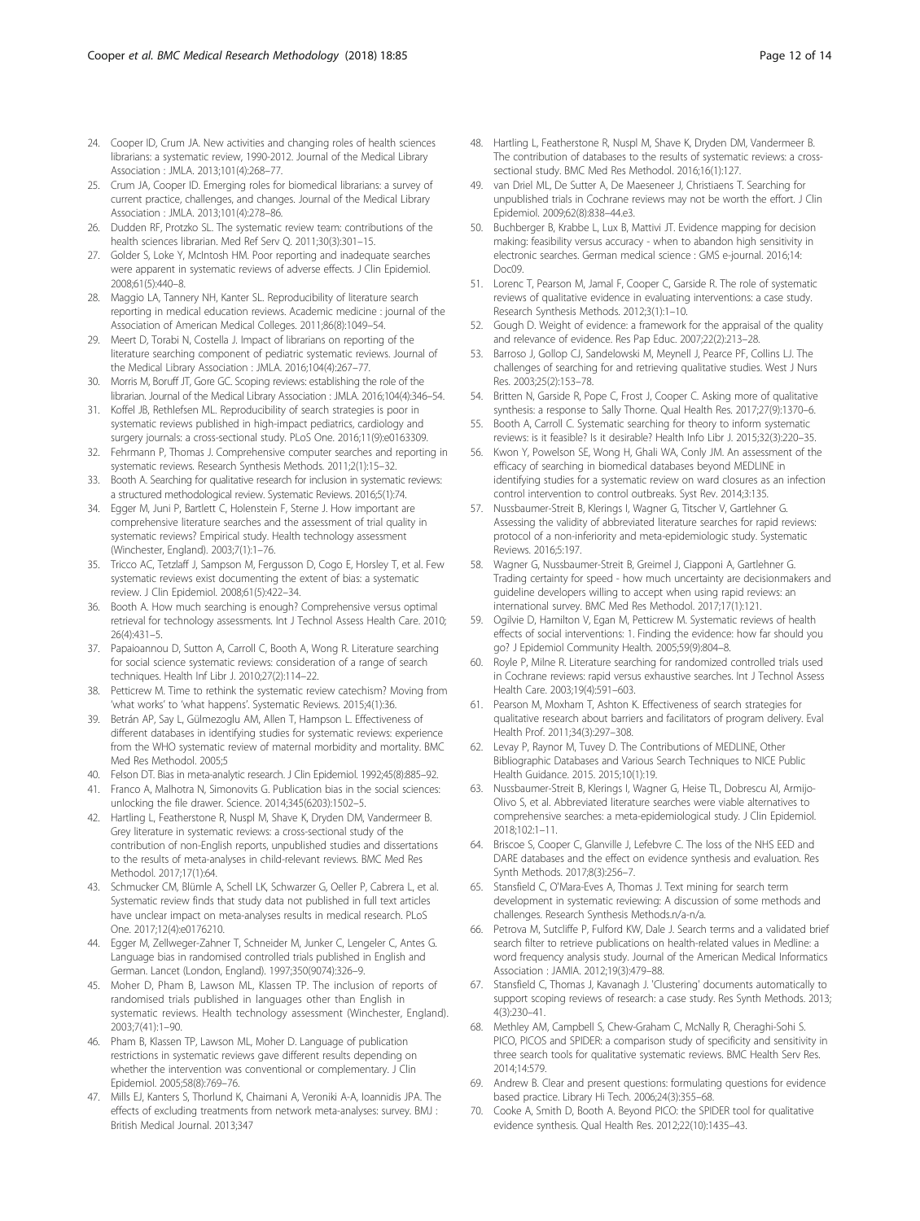24. Cooper ID, Crum JA. New activities and changing roles of health sciences librarians: a systematic review, 1990-2012. Journal of the Medical Library Association : JMLA. 2013;101(4):268–77.
25. Crum JA, Cooper ID. Emerging roles for biomedical librarians: a survey of current practice, challenges, and changes. Journal of the Medical Library Association : JMLA. 2013;101(4):278–86.
26. Dudden RF, Protzko SL. The systematic review team: contributions of the health sciences librarian. Med Ref Serv Q. 2011;30(3):301–15.
27. Golder S, Loke Y, McIntosh HM. Poor reporting and inadequate searches were apparent in systematic reviews of adverse effects. J Clin Epidemiol. 2008;61(5):440–8.
28. Maggio LA, Tannery NH, Kanter SL. Reproducibility of literature search reporting in medical education reviews. Academic medicine : journal of the Association of American Medical Colleges. 2011;86(8):1049–54.
29. Meert D, Torabi N, Costella J. Impact of librarians on reporting of the literature searching component of pediatric systematic reviews. Journal of the Medical Library Association : JMLA. 2016;104(4):267–77.
30. Morris M, Boruff JT, Gore GC. Scoping reviews: establishing the role of the librarian. Journal of the Medical Library Association : JMLA. 2016;104(4):346–54.
31. Koffel JB, Rethlefsen ML. Reproducibility of search strategies is poor in systematic reviews published in high-impact pediatrics, cardiology and surgery journals: a cross-sectional study. PLoS One. 2016;11(9):e0163309.
32. Fehrmann P, Thomas J. Comprehensive computer searches and reporting in systematic reviews. Research Synthesis Methods. 2011;2(1):15–32.
33. Booth A. Searching for qualitative research for inclusion in systematic reviews: a structured methodological review. Systematic Reviews. 2016;5(1):74.
34. Egger M, Juni P, Bartlett C, Holenstein F, Sterne J. How important are comprehensive literature searches and the assessment of trial quality in systematic reviews? Empirical study. Health technology assessment (Winchester, England). 2003;7(1):1–76.
35. Tricco AC, Tetzlaff J, Sampson M, Fergusson D, Cogo E, Horsley T, et al. Few systematic reviews exist documenting the extent of bias: a systematic review. J Clin Epidemiol. 2008;61(5):422–34.
36. Booth A. How much searching is enough? Comprehensive versus optimal retrieval for technology assessments. Int J Technol Assess Health Care. 2010; 26(4):431–5.
37. Papaioannou D, Sutton A, Carroll C, Booth A, Wong R. Literature searching for social science systematic reviews: consideration of a range of search techniques. Health Inf Libr J. 2010;27(2):114–22.
38. Petticrew M. Time to rethink the systematic review catechism? Moving from 'what works' to 'what happens'. Systematic Reviews. 2015;4(1):36.
39. Betrán AP, Say L, Gülmezoglu AM, Allen T, Hampson L. Effectiveness of different databases in identifying studies for systematic reviews: experience from the WHO systematic review of maternal morbidity and mortality. BMC Med Res Methodol. 2005;5
40. Felson DT. Bias in meta-analytic research. J Clin Epidemiol. 1992;45(8):885–92.
41. Franco A, Malhotra N, Simonovits G. Publication bias in the social sciences: unlocking the file drawer. Science. 2014;345(6203):1502–5.
42. Hartling L, Featherstone R, Nuspl M, Shave K, Dryden DM, Vandermeer B. Grey literature in systematic reviews: a cross-sectional study of the contribution of non-English reports, unpublished studies and dissertations to the results of meta-analyses in child-relevant reviews. BMC Med Res Methodol. 2017;17(1):64.
43. Schmucker CM, Blümle A, Schell LK, Schwarzer G, Oeller P, Cabrera L, et al. Systematic review finds that study data not published in full text articles have unclear impact on meta-analyses results in medical research. PLoS One. 2017;12(4):e0176210.
44. Egger M, Zellweger-Zahner T, Schneider M, Junker C, Lengeler C, Antes G. Language bias in randomised controlled trials published in English and German. Lancet (London, England). 1997;350(9074):326–9.
45. Moher D, Pham B, Lawson ML, Klassen TP. The inclusion of reports of randomised trials published in languages other than English in systematic reviews. Health technology assessment (Winchester, England). 2003;7(41):1–90.
46. Pham B, Klassen TP, Lawson ML, Moher D. Language of publication restrictions in systematic reviews gave different results depending on whether the intervention was conventional or complementary. J Clin Epidemiol. 2005;58(8):769–76.
47. Mills EJ, Kanters S, Thorlund K, Chaimani A, Veroniki A-A, Ioannidis JPA. The effects of excluding treatments from network meta-analyses: survey. BMJ : British Medical Journal. 2013;347
48. Hartling L, Featherstone R, Nuspl M, Shave K, Dryden DM, Vandermeer B. The contribution of databases to the results of systematic reviews: a cross-sectional study. BMC Med Res Methodol. 2016;16(1):127.
49. van Driel ML, De Sutter A, De Maeseneer J, Christiaens T. Searching for unpublished trials in Cochrane reviews may not be worth the effort. J Clin Epidemiol. 2009;62(8):838–44.e3.
50. Buchberger B, Krabbe L, Lux B, Mattivi JT. Evidence mapping for decision making: feasibility versus accuracy - when to abandon high sensitivity in electronic searches. German medical science : GMS e-journal. 2016;14: Doc09.
51. Lorenc T, Pearson M, Jamal F, Cooper C, Garside R. The role of systematic reviews of qualitative evidence in evaluating interventions: a case study. Research Synthesis Methods. 2012;3(1):1–10.
52. Gough D. Weight of evidence: a framework for the appraisal of the quality and relevance of evidence. Res Pap Educ. 2007;22(2):213–28.
53. Barroso J, Gollop CJ, Sandelowski M, Meynell J, Pearce PF, Collins LJ. The challenges of searching for and retrieving qualitative studies. West J Nurs Res. 2003;25(2):153–78.
54. Britten N, Garside R, Pope C, Frost J, Cooper C. Asking more of qualitative synthesis: a response to Sally Thorne. Qual Health Res. 2017;27(9):1370–6.
55. Booth A, Carroll C. Systematic searching for theory to inform systematic reviews: is it feasible? Is it desirable? Health Info Libr J. 2015;32(3):220–35.
56. Kwon Y, Powelson SE, Wong H, Ghali WA, Conly JM. An assessment of the efficacy of searching in biomedical databases beyond MEDLINE in identifying studies for a systematic review on ward closures as an infection control intervention to control outbreaks. Syst Rev. 2014;3:135.
57. Nussbaumer-Streit B, Klerings I, Wagner G, Titscher V, Gartlehner G. Assessing the validity of abbreviated literature searches for rapid reviews: protocol of a non-inferiority and meta-epidemiologic study. Systematic Reviews. 2016;5:197.
58. Wagner G, Nussbaumer-Streit B, Greimel J, Ciapponi A, Gartlehner G. Trading certainty for speed - how much uncertainty are decisionmakers and guideline developers willing to accept when using rapid reviews: an international survey. BMC Med Res Methodol. 2017;17(1):121.
59. Ogilvie D, Hamilton V, Egan M, Petticrew M. Systematic reviews of health effects of social interventions: 1. Finding the evidence: how far should you go? J Epidemiol Community Health. 2005;59(9):804–8.
60. Royle P, Milne R. Literature searching for randomized controlled trials used in Cochrane reviews: rapid versus exhaustive searches. Int J Technol Assess Health Care. 2003;19(4):591–603.
61. Pearson M, Moxham T, Ashton K. Effectiveness of search strategies for qualitative research about barriers and facilitators of program delivery. Eval Health Prof. 2011;34(3):297–308.
62. Levay P, Raynor M, Tuvey D. The Contributions of MEDLINE, Other Bibliographic Databases and Various Search Techniques to NICE Public Health Guidance. 2015. 2015;10(1):19.
63. Nussbaumer-Streit B, Klerings I, Wagner G, Heise TL, Dobrescu AI, Armijo-Olivo S, et al. Abbreviated literature searches were viable alternatives to comprehensive searches: a meta-epidemiological study. J Clin Epidemiol. 2018;102:1–11.
64. Briscoe S, Cooper C, Glanville J, Lefebvre C. The loss of the NHS EED and DARE databases and the effect on evidence synthesis and evaluation. Res Synth Methods. 2017;8(3):256–7.
65. Stansfield C, O'Mara-Eves A, Thomas J. Text mining for search term development in systematic reviewing: A discussion of some methods and challenges. Research Synthesis Methods.n/a-n/a.
66. Petrova M, Sutcliffe P, Fulford KW, Dale J. Search terms and a validated brief search filter to retrieve publications on health-related values in Medline: a word frequency analysis study. Journal of the American Medical Informatics Association : JAMIA. 2012;19(3):479–88.
67. Stansfield C, Thomas J, Kavanagh J. 'Clustering' documents automatically to support scoping reviews of research: a case study. Res Synth Methods. 2013; 4(3):230–41.
68. Methley AM, Campbell S, Chew-Graham C, McNally R, Cheraghi-Sohi S. PICO, PICOS and SPIDER: a comparison study of specificity and sensitivity in three search tools for qualitative systematic reviews. BMC Health Serv Res. 2014;14:579.
69. Andrew B. Clear and present questions: formulating questions for evidence based practice. Library Hi Tech. 2006;24(3):355–68.
70. Cooke A, Smith D, Booth A. Beyond PICO: the SPIDER tool for qualitative evidence synthesis. Qual Health Res. 2012;22(10):1435–43.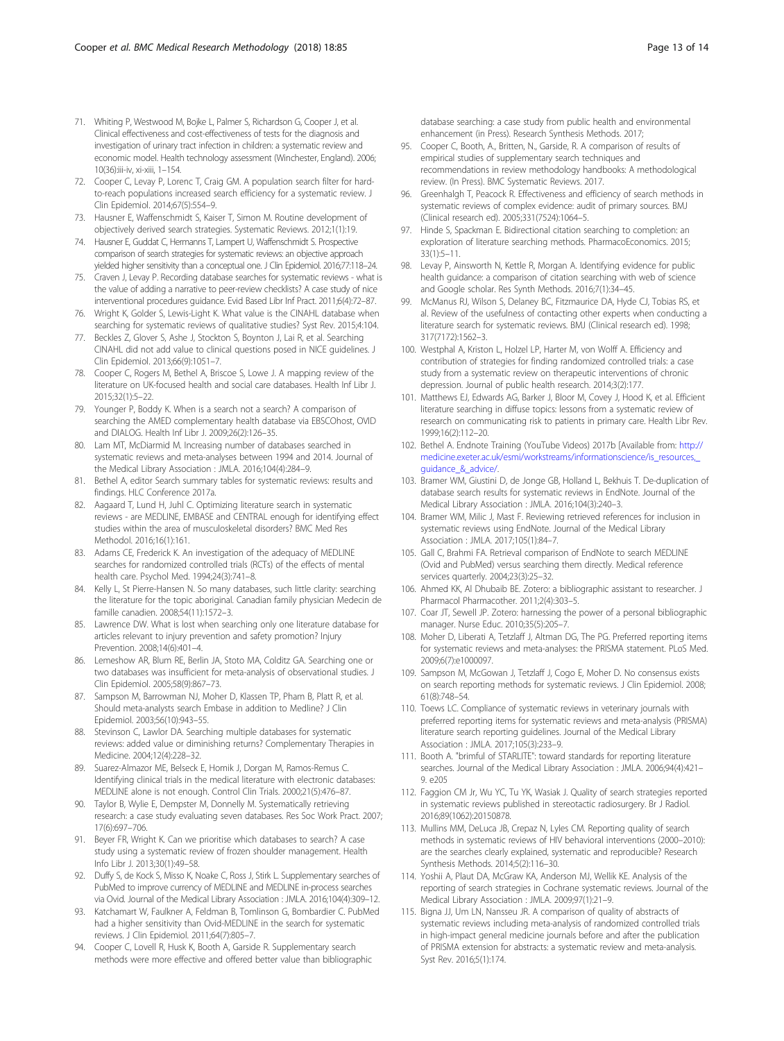71. Whiting P, Westwood M, Bojke L, Palmer S, Richardson G, Cooper J, et al. Clinical effectiveness and cost-effectiveness of tests for the diagnosis and investigation of urinary tract infection in children: a systematic review and economic model. Health technology assessment (Winchester, England). 2006; 10(36):iii-iv, xi-xiii, 1–154.
72. Cooper C, Levay P, Lorenc T, Craig GM. A population search filter for hard-to-reach populations increased search efficiency for a systematic review. J Clin Epidemiol. 2014;67(5):554–9.
73. Hausner E, Waffenschmidt S, Kaiser T, Simon M. Routine development of objectively derived search strategies. Systematic Reviews. 2012;1(1):19.
74. Hausner E, Guddat C, Hermanns T, Lampert U, Waffenschmidt S. Prospective comparison of search strategies for systematic reviews: an objective approach yielded higher sensitivity than a conceptual one. J Clin Epidemiol. 2016;77:118–24.
75. Craven J, Levay P. Recording database searches for systematic reviews - what is the value of adding a narrative to peer-review checklists? A case study of nice interventional procedures guidance. Evid Based Libr Inf Pract. 2011;6(4):72–87.
76. Wright K, Golder S, Lewis-Light K. What value is the CINAHL database when searching for systematic reviews of qualitative studies? Syst Rev. 2015;4:104.
77. Beckles Z, Glover S, Ashe J, Stockton S, Boynton J, Lai R, et al. Searching CINAHL did not add value to clinical questions posed in NICE guidelines. J Clin Epidemiol. 2013;66(9):1051–7.
78. Cooper C, Rogers M, Bethel A, Briscoe S, Lowe J. A mapping review of the literature on UK-focused health and social care databases. Health Inf Libr J. 2015;32(1):5–22.
79. Younger P, Boddy K. When is a search not a search? A comparison of searching the AMED complementary health database via EBSCOhost, OVID and DIALOG. Health Inf Libr J. 2009;26(2):126–35.
80. Lam MT, McDiarmid M. Increasing number of databases searched in systematic reviews and meta-analyses between 1994 and 2014. Journal of the Medical Library Association : JMLA. 2016;104(4):284–9.
81. Bethel A, editor Search summary tables for systematic reviews: results and findings. HLC Conference 2017a.
82. Aagaard T, Lund H, Juhl C. Optimizing literature search in systematic reviews - are MEDLINE, EMBASE and CENTRAL enough for identifying effect studies within the area of musculoskeletal disorders? BMC Med Res Methodol. 2016;16(1):161.
83. Adams CE, Frederick K. An investigation of the adequacy of MEDLINE searches for randomized controlled trials (RCTs) of the effects of mental health care. Psychol Med. 1994;24(3):741–8.
84. Kelly L, St Pierre-Hansen N. So many databases, such little clarity: searching the literature for the topic aboriginal. Canadian family physician Medecin de famille canadien. 2008;54(11):1572–3.
85. Lawrence DW. What is lost when searching only one literature database for articles relevant to injury prevention and safety promotion? Injury Prevention. 2008;14(6):401–4.
86. Lemeshow AR, Blum RE, Berlin JA, Stoto MA, Colditz GA. Searching one or two databases was insufficient for meta-analysis of observational studies. J Clin Epidemiol. 2005;58(9):867–73.
87. Sampson M, Barrowman NJ, Moher D, Klassen TP, Pham B, Platt R, et al. Should meta-analysts search Embase in addition to Medline? J Clin Epidemiol. 2003;56(10):943–55.
88. Stevinson C, Lawlor DA. Searching multiple databases for systematic reviews: added value or diminishing returns? Complementary Therapies in Medicine. 2004;12(4):228–32.
89. Suarez-Almazor ME, Belseck E, Homik J, Dorgan M, Ramos-Remus C. Identifying clinical trials in the medical literature with electronic databases: MEDLINE alone is not enough. Control Clin Trials. 2000;21(5):476–87.
90. Taylor B, Wylie E, Dempster M, Donnelly M. Systematically retrieving research: a case study evaluating seven databases. Res Soc Work Pract. 2007; 17(6):697–706.
91. Beyer FR, Wright K. Can we prioritise which databases to search? A case study using a systematic review of frozen shoulder management. Health Info Libr J. 2013;30(1):49–58.
92. Duffy S, de Kock S, Misso K, Noake C, Ross J, Stirk L. Supplementary searches of PubMed to improve currency of MEDLINE and MEDLINE in-process searches via Ovid. Journal of the Medical Library Association : JMLA. 2016;104(4):309–12.
93. Katchamart W, Faulkner A, Feldman B, Tomlinson G, Bombardier C. PubMed had a higher sensitivity than Ovid-MEDLINE in the search for systematic reviews. J Clin Epidemiol. 2011;64(7):805–7.
94. Cooper C, Lovell R, Husk K, Booth A, Garside R. Supplementary search methods were more effective and offered better value than bibliographic database searching: a case study from public health and environmental enhancement (in Press). Research Synthesis Methods. 2017;
95. Cooper C, Booth, A., Britten, N., Garside, R. A comparison of results of empirical studies of supplementary search techniques and recommendations in review methodology handbooks: A methodological review. (In Press). BMC Systematic Reviews. 2017.
96. Greenhalgh T, Peacock R. Effectiveness and efficiency of search methods in systematic reviews of complex evidence: audit of primary sources. BMJ (Clinical research ed). 2005;331(7524):1064–5.
97. Hinde S, Spackman E. Bidirectional citation searching to completion: an exploration of literature searching methods. PharmacoEconomics. 2015; 33(1):5–11.
98. Levay P, Ainsworth N, Kettle R, Morgan A. Identifying evidence for public health guidance: a comparison of citation searching with web of science and Google scholar. Res Synth Methods. 2016;7(1):34–45.
99. McManus RJ, Wilson S, Delaney BC, Fitzmaurice DA, Hyde CJ, Tobias RS, et al. Review of the usefulness of contacting other experts when conducting a literature search for systematic reviews. BMJ (Clinical research ed). 1998; 317(7172):1562–3.
100. Westphal A, Kriston L, Holzel LP, Harter M, von Wolff A. Efficiency and contribution of strategies for finding randomized controlled trials: a case study from a systematic review on therapeutic interventions of chronic depression. Journal of public health research. 2014;3(2):177.
101. Matthews EJ, Edwards AG, Barker J, Bloor M, Covey J, Hood K, et al. Efficient literature searching in diffuse topics: lessons from a systematic review of research on communicating risk to patients in primary care. Health Libr Rev. 1999;16(2):112–20.
102. Bethel A. Endnote Training (YouTube Videos) 2017b [Available from: http://medicine.exeter.ac.uk/esmi/workstreams/informationscience/is_resources,_guidance_&_advice/.
103. Bramer WM, Giustini D, de Jonge GB, Holland L, Bekhuis T. De-duplication of database search results for systematic reviews in EndNote. Journal of the Medical Library Association : JMLA. 2016;104(3):240–3.
104. Bramer WM, Milic J, Mast F. Reviewing retrieved references for inclusion in systematic reviews using EndNote. Journal of the Medical Library Association : JMLA. 2017;105(1):84–7.
105. Gall C, Brahmi FA. Retrieval comparison of EndNote to search MEDLINE (Ovid and PubMed) versus searching them directly. Medical reference services quarterly. 2004;23(3):25–32.
106. Ahmed KK, Al Dhubaib BE. Zotero: a bibliographic assistant to researcher. J Pharmacol Pharmacother. 2011;2(4):303–5.
107. Coar JT, Sewell JP. Zotero: harnessing the power of a personal bibliographic manager. Nurse Educ. 2010;35(5):205–7.
108. Moher D, Liberati A, Tetzlaff J, Altman DG, The PG. Preferred reporting items for systematic reviews and meta-analyses: the PRISMA statement. PLoS Med. 2009;6(7):e1000097.
109. Sampson M, McGowan J, Tetzlaff J, Cogo E, Moher D. No consensus exists on search reporting methods for systematic reviews. J Clin Epidemiol. 2008; 61(8):748–54.
110. Toews LC. Compliance of systematic reviews in veterinary journals with preferred reporting items for systematic reviews and meta-analysis (PRISMA) literature search reporting guidelines. Journal of the Medical Library Association : JMLA. 2017;105(3):233–9.
111. Booth A. "brimful of STARLITE": toward standards for reporting literature searches. Journal of the Medical Library Association : JMLA. 2006;94(4):421–9. e205
112. Faggion CM Jr, Wu YC, Tu YK, Wasiak J. Quality of search strategies reported in systematic reviews published in stereotactic radiosurgery. Br J Radiol. 2016;89(1062):20150878.
113. Mullins MM, DeLuca JB, Crepaz N, Lyles CM. Reporting quality of search methods in systematic reviews of HIV behavioral interventions (2000–2010): are the searches clearly explained, systematic and reproducible? Research Synthesis Methods. 2014;5(2):116–30.
114. Yoshii A, Plaut DA, McGraw KA, Anderson MJ, Wellik KE. Analysis of the reporting of search strategies in Cochrane systematic reviews. Journal of the Medical Library Association : JMLA. 2009;97(1):21–9.
115. Bigna JJ, Um LN, Nansseu JR. A comparison of quality of abstracts of systematic reviews including meta-analysis of randomized controlled trials in high-impact general medicine journals before and after the publication of PRISMA extension for abstracts: a systematic review and meta-analysis. Syst Rev. 2016;5(1):174.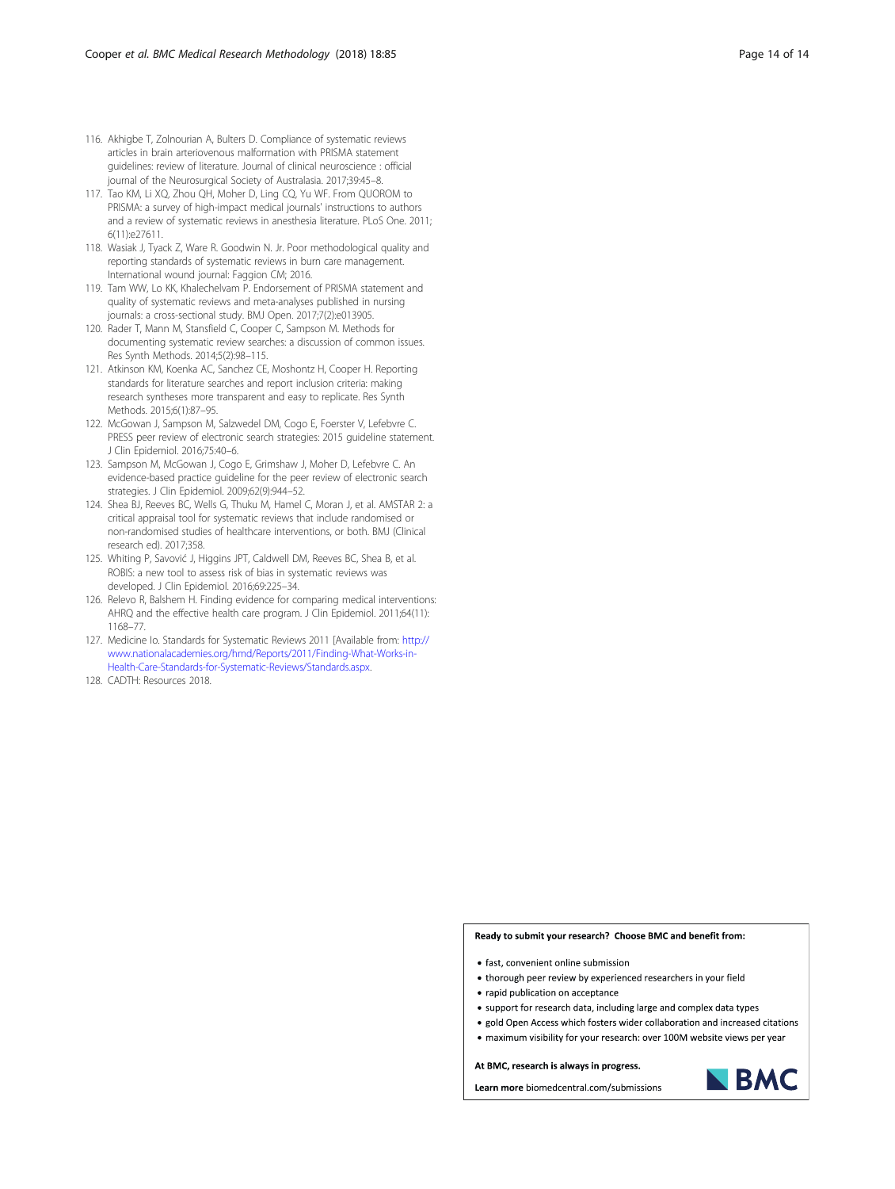116. Akhigbe T, Zolnourian A, Bulters D. Compliance of systematic reviews articles in brain arteriovenous malformation with PRISMA statement guidelines: review of literature. Journal of clinical neuroscience : official journal of the Neurosurgical Society of Australasia. 2017;39:45–8.
117. Tao KM, Li XQ, Zhou QH, Moher D, Ling CQ, Yu WF. From QUOROM to PRISMA: a survey of high-impact medical journals' instructions to authors and a review of systematic reviews in anesthesia literature. PLoS One. 2011; 6(11):e27611.
118. Wasiak J, Tyack Z, Ware R. Goodwin N. Jr. Poor methodological quality and reporting standards of systematic reviews in burn care management. International wound journal: Faggion CM; 2016.
119. Tam WW, Lo KK, Khalechelvam P. Endorsement of PRISMA statement and quality of systematic reviews and meta-analyses published in nursing journals: a cross-sectional study. BMJ Open. 2017;7(2):e013905.
120. Rader T, Mann M, Stansfield C, Cooper C, Sampson M. Methods for documenting systematic review searches: a discussion of common issues. Res Synth Methods. 2014;5(2):98–115.
121. Atkinson KM, Koenka AC, Sanchez CE, Moshontz H, Cooper H. Reporting standards for literature searches and report inclusion criteria: making research syntheses more transparent and easy to replicate. Res Synth Methods. 2015;6(1):87–95.
122. McGowan J, Sampson M, Salzwedel DM, Cogo E, Foerster V, Lefebvre C. PRESS peer review of electronic search strategies: 2015 guideline statement. J Clin Epidemiol. 2016;75:40–6.
123. Sampson M, McGowan J, Cogo E, Grimshaw J, Moher D, Lefebvre C. An evidence-based practice guideline for the peer review of electronic search strategies. J Clin Epidemiol. 2009;62(9):944–52.
124. Shea BJ, Reeves BC, Wells G, Thuku M, Hamel C, Moran J, et al. AMSTAR 2: a critical appraisal tool for systematic reviews that include randomised or non-randomised studies of healthcare interventions, or both. BMJ (Clinical research ed). 2017;358.
125. Whiting P, Savović J, Higgins JPT, Caldwell DM, Reeves BC, Shea B, et al. ROBIS: a new tool to assess risk of bias in systematic reviews was developed. J Clin Epidemiol. 2016;69:225–34.
126. Relevo R, Balshem H. Finding evidence for comparing medical interventions: AHRQ and the effective health care program. J Clin Epidemiol. 2011;64(11): 1168–77.
127. Medicine Io. Standards for Systematic Reviews 2011 [Available from: http://www.nationalacademies.org/hmd/Reports/2011/Finding-What-Works-in-Health-Care-Standards-for-Systematic-Reviews/Standards.aspx.
128. CADTH: Resources 2018.

**Ready to submit your research? Choose BMC and benefit from:**

- fast, convenient online submission
- thorough peer review by experienced researchers in your field
- rapid publication on acceptance
- support for research data, including large and complex data types
- gold Open Access which fosters wider collaboration and increased citations
- maximum visibility for your research: over 100M website views per year

**At BMC, research is always in progress.**

**Learn more** biomedcentral.com/submissions

BMC